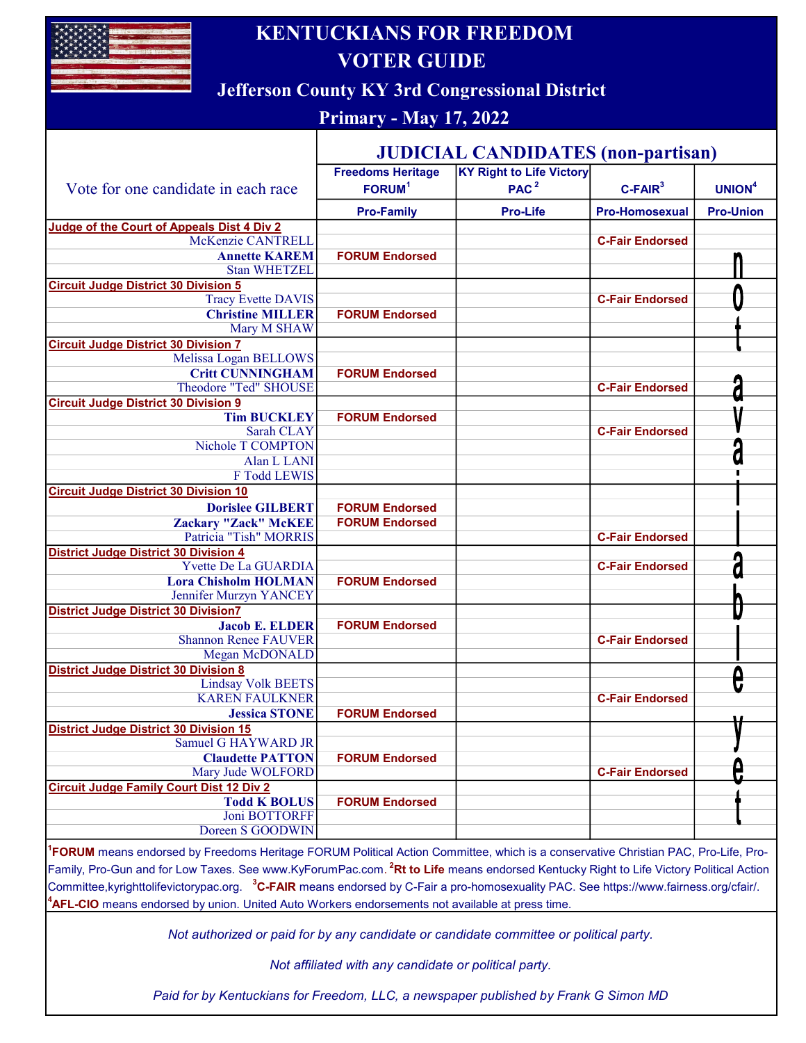# KENTUCKIANS FOR FREEDOM
# VOTER GUIDE

## Jefferson County KY 3rd Congressional District

## Primary - May 17, 2022

| Vote for one candidate in each race | JUDICIAL CANDIDATES (non-partisan) | | | |
|---|---|---|---|---|
| | Freedoms Heritage FORUM[1] | KY Right to Life Victory PAC[2] | C-FAIR[3] | UNION[4] |
| | Pro-Family | Pro-Life | Pro-Homosexual | Pro-Union |
| **Judge of the Court of Appeals Dist 4 Div 2** | | | | not available yet |
| McKenzie CANTRELL | | | C-Fair Endorsed | |
| **Annette KAREM** | FORUM Endorsed | | | |
| Stan WHETZEL | | | | |
| **Circuit Judge District 30 Division 5** | | | | |
| Tracy Evette DAVIS | | | C-Fair Endorsed | |
| **Christine MILLER** | FORUM Endorsed | | | |
| Mary M SHAW | | | | |
| **Circuit Judge District 30 Division 7** | | | | |
| Melissa Logan BELLOWS | | | | |
| **Critt CUNNINGHAM** | FORUM Endorsed | | | |
| Theodore "Ted" SHOUSE | | | C-Fair Endorsed | |
| **Circuit Judge District 30 Division 9** | | | | |
| **Tim BUCKLEY** | FORUM Endorsed | | | |
| Sarah CLAY | | | C-Fair Endorsed | |
| Nichole T COMPTON | | | | |
| Alan L LANI | | | | |
| F Todd LEWIS | | | | |
| **Circuit Judge District 30 Division 10** | | | | |
| **Dorislee GILBERT** | FORUM Endorsed | | | |
| **Zackary "Zack" McKEE** | FORUM Endorsed | | | |
| Patricia "Tish" MORRIS | | | C-Fair Endorsed | |
| **District Judge District 30 Division 4** | | | | |
| Yvette De La GUARDIA | | | C-Fair Endorsed | |
| **Lora Chisholm HOLMAN** | FORUM Endorsed | | | |
| Jennifer Murzyn YANCEY | | | | |
| **District Judge District 30 Division7** | | | | |
| **Jacob E. ELDER** | FORUM Endorsed | | | |
| Shannon Renee FAUVER | | | C-Fair Endorsed | |
| Megan McDONALD | | | | |
| **District Judge District 30 Division 8** | | | | |
| Lindsay Volk BEETS | | | | |
| KAREN FAULKNER | | | C-Fair Endorsed | |
| **Jessica STONE** | FORUM Endorsed | | | |
| **District Judge District 30 Division 15** | | | | |
| Samuel G HAYWARD JR | | | | |
| **Claudette PATTON** | FORUM Endorsed | | | |
| Mary Jude WOLFORD | | | C-Fair Endorsed | |
| **Circuit Judge Family Court Dist 12 Div 2** | | | | |
| **Todd K BOLUS** | FORUM Endorsed | | | |
| Joni BOTTORFF | | | | |
| Doreen S GOODWIN | | | | |

[1]**FORUM** means endorsed by Freedoms Heritage FORUM Political Action Committee, which is a conservative Christian PAC, Pro-Life, Pro-Family, Pro-Gun and for Low Taxes. See www.KyForumPac.com. [2]**Rt to Life** means endorsed Kentucky Right to Life Victory Political Action Committee,kyrighttolifevictorypac.org. [3]**C-FAIR** means endorsed by C-Fair a pro-homosexuality PAC. See https://www.fairness.org/cfair/. [4]**AFL-CIO** means endorsed by union. United Auto Workers endorsements not available at press time.

*Not authorized or paid for by any candidate or candidate committee or political party.*

*Not affiliated with any candidate or political party.*

*Paid for by Kentuckians for Freedom, LLC, a newspaper published by Frank G Simon MD*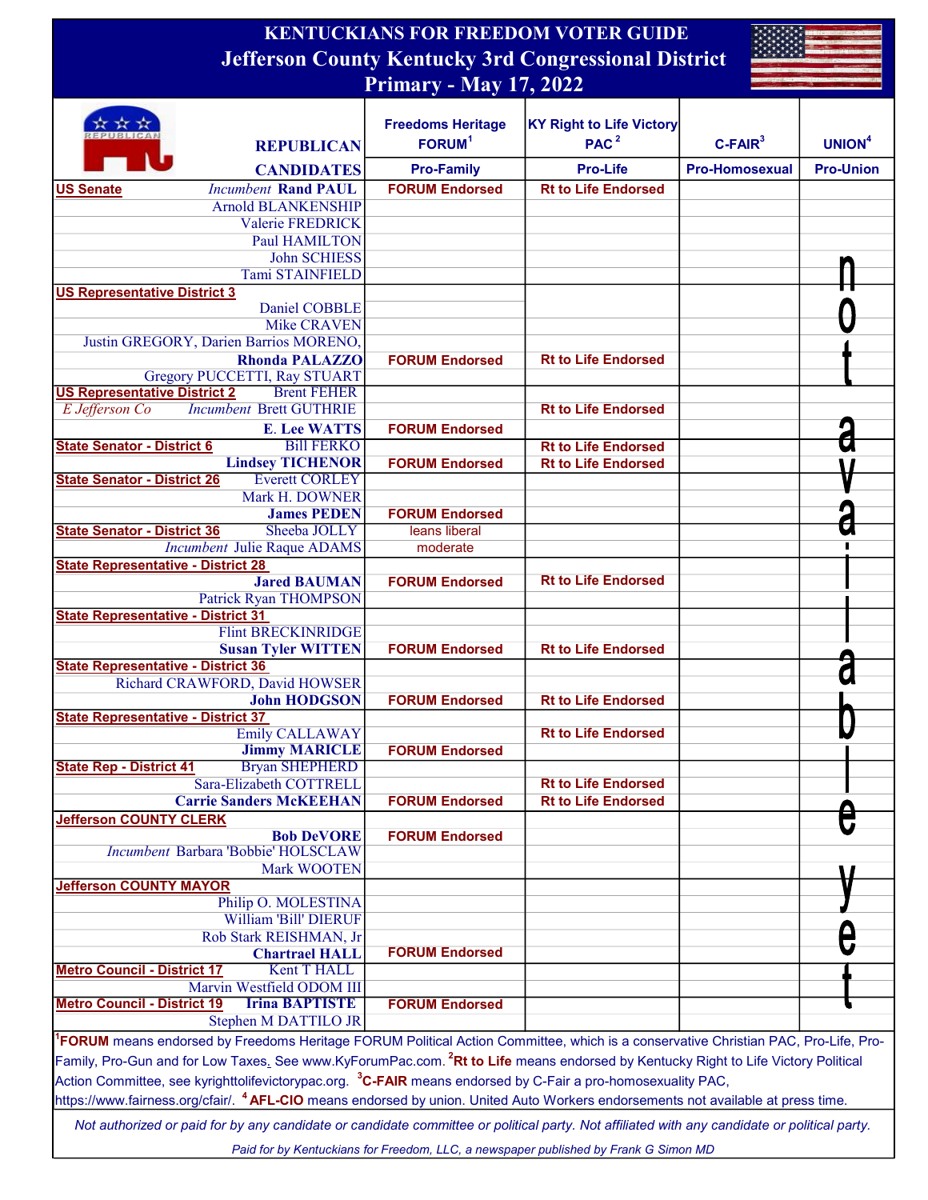# KENTUCKIANS FOR FREEDOM VOTER GUIDE

## Jefferson County Kentucky 3rd Congressional District

## Primary - May 17, 2022

| REPUBLICAN CANDIDATES | Freedoms Heritage FORUM[1] Pro-Family | KY Right to Life Victory PAC[2] Pro-Life | C-FAIR[3] Pro-Homosexual | UNION[4] Pro-Union |
|---|---|---|---|---|
| **US Senate** *Incumbent* **Rand PAUL** | **FORUM Endorsed** | **Rt to Life Endorsed** | | not available yet |
| Arnold BLANKENSHIP | | | | |
| Valerie FREDRICK | | | | |
| Paul HAMILTON | | | | |
| John SCHIESS | | | | |
| Tami STAINFIELD | | | | |
| **US Representative District 3** | | | | |
| Daniel COBBLE | | | | |
| Mike CRAVEN | | | | |
| Justin GREGORY, Darien Barrios MORENO, | | | | |
| **Rhonda PALAZZO** | **FORUM Endorsed** | **Rt to Life Endorsed** | | |
| Gregory PUCCETTI, Ray STUART | | | | |
| **US Representative District 2** Brent FEHER | | | | |
| *E Jefferson Co* *Incumbent* Brett GUTHRIE | | **Rt to Life Endorsed** | | |
| **E. Lee WATTS** | **FORUM Endorsed** | | | |
| **State Senator - District 6** Bill FERKO | | **Rt to Life Endorsed** | | |
| **Lindsey TICHENOR** | **FORUM Endorsed** | **Rt to Life Endorsed** | | |
| **State Senator - District 26** Everett CORLEY | | | | |
| Mark H. DOWNER | | | | |
| **James PEDEN** | **FORUM Endorsed** | | | |
| **State Senator - District 36** Sheeba JOLLY | leans liberal | | | |
| *Incumbent* Julie Raque ADAMS | moderate | | | |
| **State Representative - District 28** | | | | |
| **Jared BAUMAN** | **FORUM Endorsed** | **Rt to Life Endorsed** | | |
| Patrick Ryan THOMPSON | | | | |
| **State Representative - District 31** | | | | |
| Flint BRECKINRIDGE | | | | |
| **Susan Tyler WITTEN** | **FORUM Endorsed** | **Rt to Life Endorsed** | | |
| **State Representative - District 36** | | | | |
| Richard CRAWFORD, David HOWSER | | | | |
| **John HODGSON** | **FORUM Endorsed** | **Rt to Life Endorsed** | | |
| **State Representative - District 37** | | | | |
| Emily CALLAWAY | | **Rt to Life Endorsed** | | |
| **Jimmy MARICLE** | **FORUM Endorsed** | | | |
| **State Rep - District 41** Bryan SHEPHERD | | | | |
| Sara-Elizabeth COTTRELL | | **Rt to Life Endorsed** | | |
| **Carrie Sanders McKEEHAN** | **FORUM Endorsed** | **Rt to Life Endorsed** | | |
| **Jefferson COUNTY CLERK** | | | | |
| **Bob DeVORE** | **FORUM Endorsed** | | | |
| *Incumbent* Barbara 'Bobbie' HOLSCLAW | | | | |
| Mark WOOTEN | | | | |
| **Jefferson COUNTY MAYOR** | | | | |
| Philip O. MOLESTINA | | | | |
| William 'Bill' DIERUF | | | | |
| Rob Stark REISHMAN, Jr | | | | |
| **Chartrael HALL** | **FORUM Endorsed** | | | |
| **Metro Council - District 17** Kent T HALL | | | | |
| Marvin Westfield ODOM III | | | | |
| **Metro Council - District 19** **Irina BAPTISTE** | **FORUM Endorsed** | | | |
| Stephen M DATTILO JR | | | | |

[1]**FORUM** means endorsed by Freedoms Heritage FORUM Political Action Committee, which is a conservative Christian PAC, Pro-Life, Pro-Family, Pro-Gun and for Low Taxes. See www.KyForumPac.com. [2]**Rt to Life** means endorsed by Kentucky Right to Life Victory Political Action Committee, see kyrighttolifevictorypac.org. [3]**C-FAIR** means endorsed by C-Fair a pro-homosexuality PAC, https://www.fairness.org/cfair/. [4]**AFL-CIO** means endorsed by union. United Auto Workers endorsements not available at press time.

*Not authorized or paid for by any candidate or candidate committee or political party. Not affiliated with any candidate or political party.*

*Paid for by Kentuckians for Freedom, LLC, a newspaper published by Frank G Simon MD*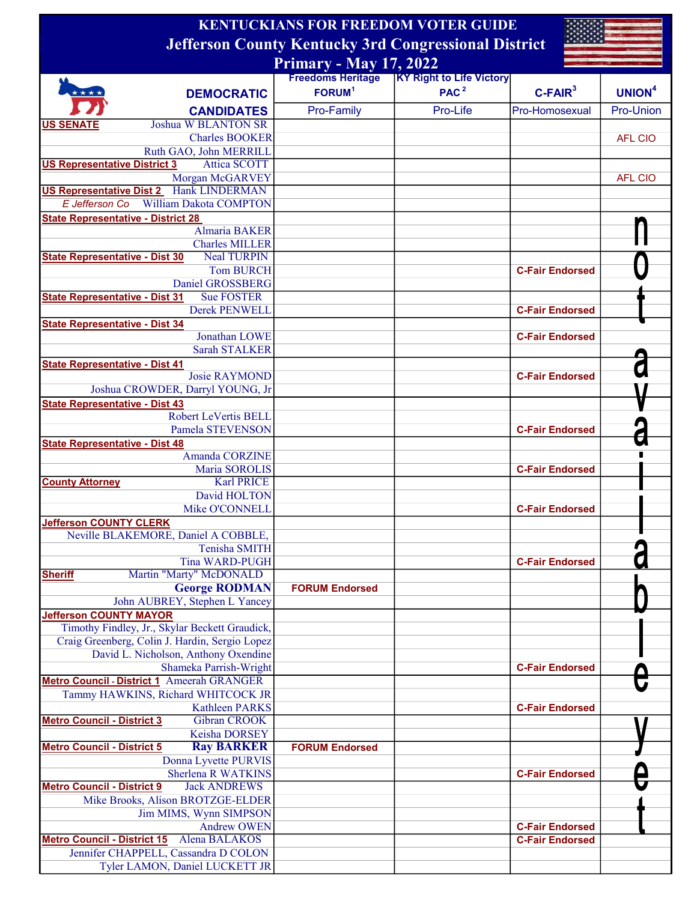# KENTUCKIANS FOR FREEDOM VOTER GUIDE
## Jefferson County Kentucky 3rd Congressional District
## Primary - May 17, 2022

| DEMOCRATIC CANDIDATES | Freedoms Heritage FORUM[1] | KY Right to Life Victory PAC[2] | C-FAIR[3] | UNION[4] |
|---|---|---|---|---|
| | Pro-Family | Pro-Life | Pro-Homosexual | Pro-Union |
| **US SENATE** Joshua W BLANTON SR | | | | |
| Charles BOOKER | | | | AFL CIO |
| Ruth GAO, John MERRILL | | | | |
| **US Representative District 3** Attica SCOTT | | | | |
| Morgan McGARVEY | | | | AFL CIO |
| **US Representative Dist 2** Hank LINDERMAN | | | | |
| *E Jefferson Co* William Dakota COMPTON | | | | |
| **State Representative - District 28** | | | | not available yet |
| Almaria BAKER | | | | |
| Charles MILLER | | | | |
| **State Representative - Dist 30** Neal TURPIN | | | | |
| Tom BURCH | | | C-Fair Endorsed | |
| Daniel GROSSBERG | | | | |
| **State Representative - Dist 31** Sue FOSTER | | | | |
| Derek PENWELL | | | C-Fair Endorsed | |
| **State Representative - Dist 34** | | | | |
| Jonathan LOWE | | | C-Fair Endorsed | |
| Sarah STALKER | | | | |
| **State Representative - Dist 41** | | | | |
| Josie RAYMOND | | | C-Fair Endorsed | |
| Joshua CROWDER, Darryl YOUNG, Jr | | | | |
| **State Representative - Dist 43** | | | | |
| Robert LeVertis BELL | | | | |
| Pamela STEVENSON | | | C-Fair Endorsed | |
| **State Representative - Dist 48** | | | | |
| Amanda CORZINE | | | | |
| Maria SOROLIS | | | C-Fair Endorsed | |
| **County Attorney** Karl PRICE | | | | |
| David HOLTON | | | | |
| Mike O'CONNELL | | | C-Fair Endorsed | |
| **Jefferson COUNTY CLERK** | | | | |
| Neville BLAKEMORE, Daniel A COBBLE, | | | | |
| Tenisha SMITH | | | | |
| Tina WARD-PUGH | | | C-Fair Endorsed | |
| **Sheriff** Martin "Marty" McDONALD | | | | |
| **George RODMAN** | FORUM Endorsed | | | |
| John AUBREY, Stephen L Yancey | | | | |
| **Jefferson COUNTY MAYOR** | | | | |
| Timothy Findley, Jr., Skylar Beckett Graudick, | | | | |
| Craig Greenberg, Colin J. Hardin, Sergio Lopez | | | | |
| David L. Nicholson, Anthony Oxendine | | | | |
| Shameka Parrish-Wright | | | C-Fair Endorsed | |
| **Metro Council - District 1** Ameerah GRANGER | | | | |
| Tammy HAWKINS, Richard WHITCOCK JR | | | | |
| Kathleen PARKS | | | C-Fair Endorsed | |
| **Metro Council - District 3** Gibran CROOK | | | | |
| Keisha DORSEY | | | | |
| **Metro Council - District 5** **Ray BARKER** | FORUM Endorsed | | | |
| Donna Lyvette PURVIS | | | | |
| Sherlena R WATKINS | | | C-Fair Endorsed | |
| **Metro Council - District 9** Jack ANDREWS | | | | |
| Mike Brooks, Alison BROTZGE-ELDER | | | | |
| Jim MIMS, Wynn SIMPSON | | | | |
| Andrew OWEN | | | C-Fair Endorsed | |
| **Metro Council - District 15** Alena BALAKOS | | | C-Fair Endorsed | |
| Jennifer CHAPPELL, Cassandra D COLON | | | | |
| Tyler LAMON, Daniel LUCKETT JR | | | | |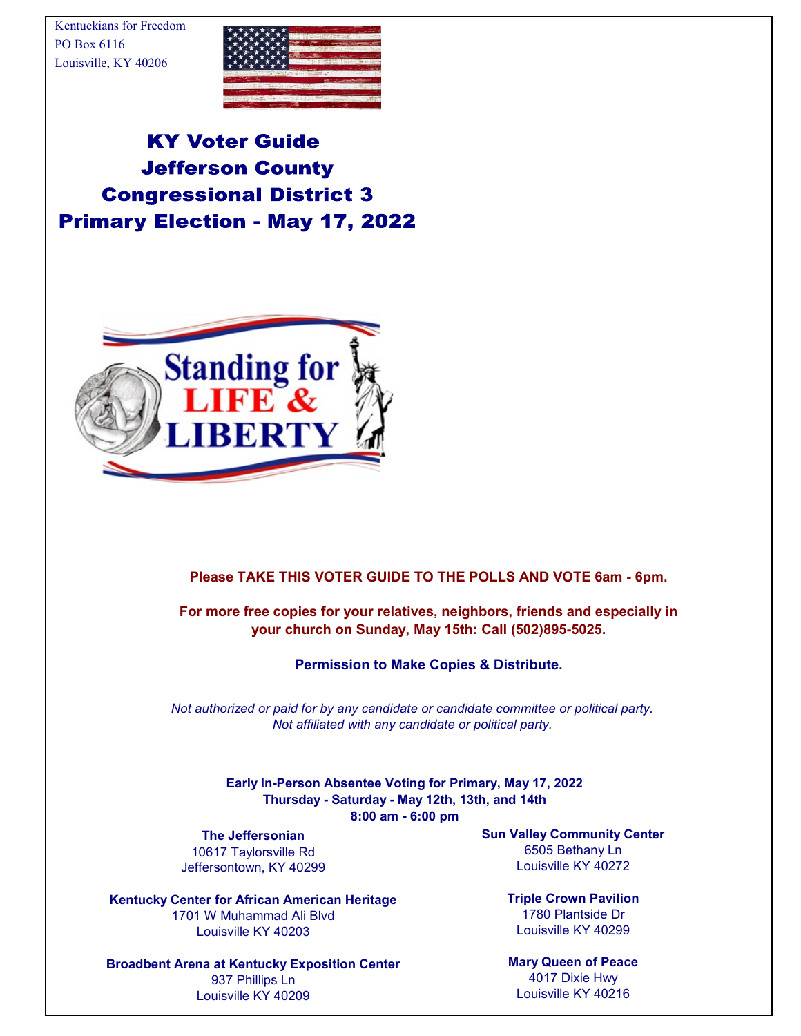Kentuckians for Freedom
PO Box 6116
Louisville, KY 40206

# KY Voter Guide
# Jefferson County
# Congressional District 3
# Primary Election - May 17, 2022

Standing for LIFE & LIBERTY

**Please TAKE THIS VOTER GUIDE TO THE POLLS AND VOTE 6am - 6pm.**

**For more free copies for your relatives, neighbors, friends and especially in your church on Sunday, May 15th: Call (502)895-5025.**

**Permission to Make Copies & Distribute.**

*Not authorized or paid for by any candidate or candidate committee or political party.*
*Not affiliated with any candidate or political party.*

**Early In-Person Absentee Voting for Primary, May 17, 2022**
**Thursday - Saturday - May 12th, 13th, and 14th**
**8:00 am - 6:00 pm**

**The Jeffersonian**
10617 Taylorsville Rd
Jeffersontown, KY 40299

**Kentucky Center for African American Heritage**
1701 W Muhammad Ali Blvd
Louisville KY 40203

**Broadbent Arena at Kentucky Exposition Center**
937 Phillips Ln
Louisville KY 40209

**Sun Valley Community Center**
6505 Bethany Ln
Louisville KY 40272

**Triple Crown Pavilion**
1780 Plantside Dr
Louisville KY 40299

**Mary Queen of Peace**
4017 Dixie Hwy
Louisville KY 40216